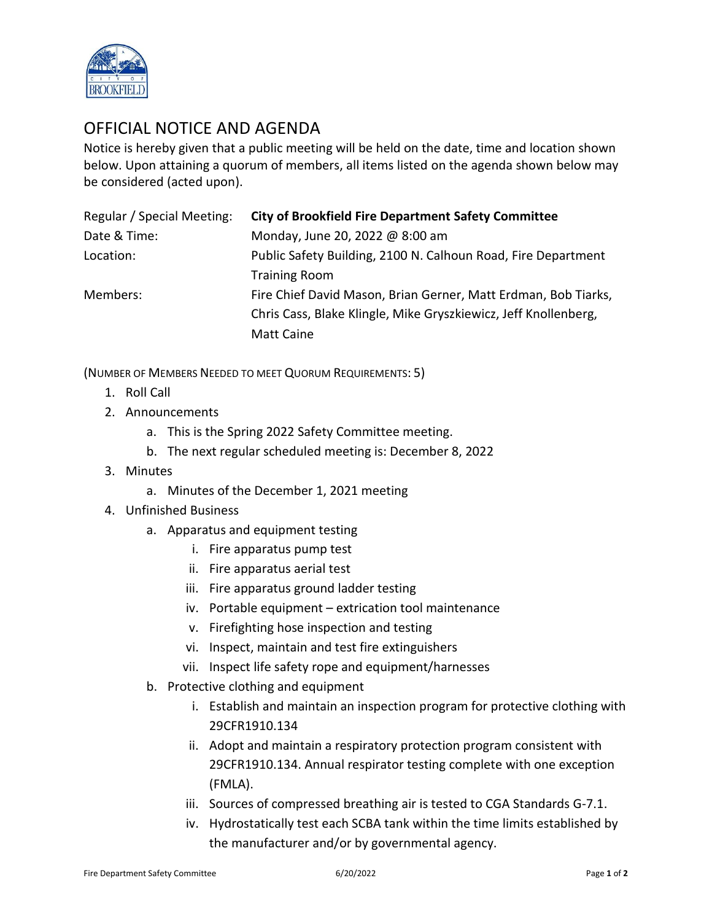# OFFICIAL NOTICE AND AGENDA

Notice is hereby given that a public meeting will be held on the date, time and location shown below. Upon attaining a quorum of members, all items listed on the agenda shown below may be considered (acted upon).

| | |
|---|---|
| Regular / Special Meeting: | **City of Brookfield Fire Department Safety Committee** |
| Date & Time: | Monday, June 20, 2022 @ 8:00 am |
| Location: | Public Safety Building, 2100 N. Calhoun Road, Fire Department Training Room |
| Members: | Fire Chief David Mason, Brian Gerner, Matt Erdman, Bob Tiarks, Chris Cass, Blake Klingle, Mike Gryszkiewicz, Jeff Knollenberg, Matt Caine |

(NUMBER OF MEMBERS NEEDED TO MEET QUORUM REQUIREMENTS: 5)

1. Roll Call
2. Announcements
   a. This is the Spring 2022 Safety Committee meeting.
   b. The next regular scheduled meeting is: December 8, 2022
3. Minutes
   a. Minutes of the December 1, 2021 meeting
4. Unfinished Business
   a. Apparatus and equipment testing
      i. Fire apparatus pump test
      ii. Fire apparatus aerial test
      iii. Fire apparatus ground ladder testing
      iv. Portable equipment – extrication tool maintenance
      v. Firefighting hose inspection and testing
      vi. Inspect, maintain and test fire extinguishers
      vii. Inspect life safety rope and equipment/harnesses
   b. Protective clothing and equipment
      i. Establish and maintain an inspection program for protective clothing with 29CFR1910.134
      ii. Adopt and maintain a respiratory protection program consistent with 29CFR1910.134. Annual respirator testing complete with one exception (FMLA).
      iii. Sources of compressed breathing air is tested to CGA Standards G-7.1.
      iv. Hydrostatically test each SCBA tank within the time limits established by the manufacturer and/or by governmental agency.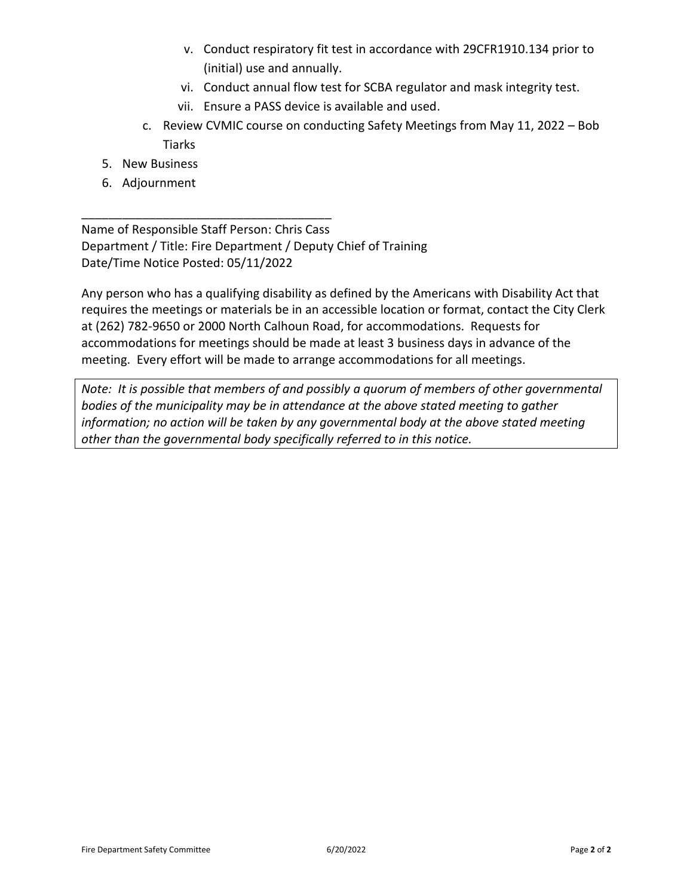v. Conduct respiratory fit test in accordance with 29CFR1910.134 prior to (initial) use and annually.
   vi. Conduct annual flow test for SCBA regulator and mask integrity test.
   vii. Ensure a PASS device is available and used.
  c. Review CVMIC course on conducting Safety Meetings from May 11, 2022 – Bob Tiarks
5. New Business
6. Adjournment

_____________________________________

Name of Responsible Staff Person: Chris Cass
Department / Title: Fire Department / Deputy Chief of Training
Date/Time Notice Posted: 05/11/2022

Any person who has a qualifying disability as defined by the Americans with Disability Act that requires the meetings or materials be in an accessible location or format, contact the City Clerk at (262) 782-9650 or 2000 North Calhoun Road, for accommodations. Requests for accommodations for meetings should be made at least 3 business days in advance of the meeting. Every effort will be made to arrange accommodations for all meetings.

*Note: It is possible that members of and possibly a quorum of members of other governmental bodies of the municipality may be in attendance at the above stated meeting to gather information; no action will be taken by any governmental body at the above stated meeting other than the governmental body specifically referred to in this notice.*